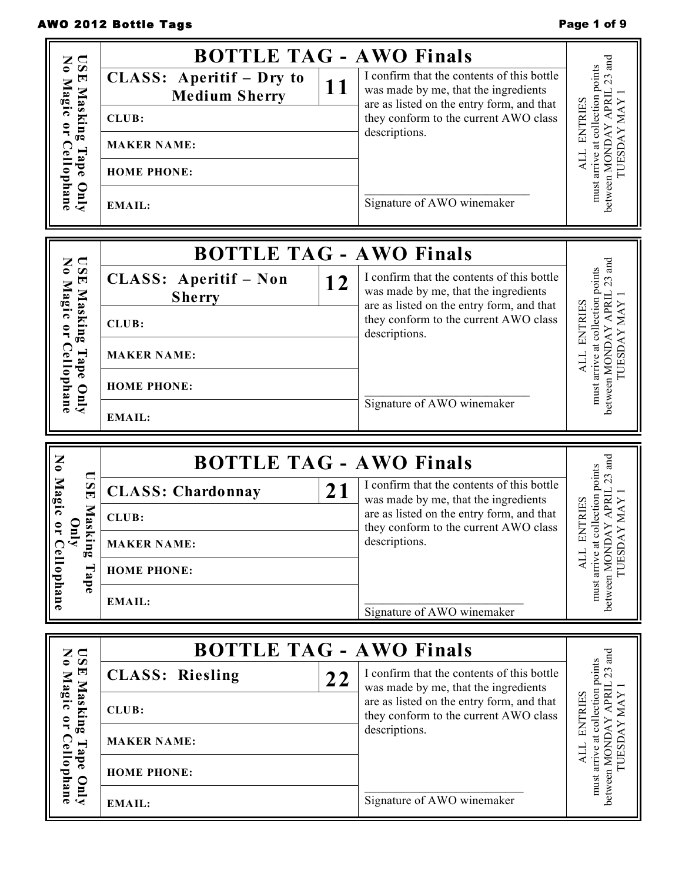## BOTTLE TAG - AWO Finals

USE Masking Tape Only
No Magic or Cellophane

| CLASS: Aperitif – Dry to Medium Sherry | 11 |
| --- | --- |
| CLUB: | |
| MAKER NAME: | |
| HOME PHONE: | |
| EMAIL: | |

I confirm that the contents of this bottle was made by me, that the ingredients are as listed on the entry form, and that they conform to the current AWO class descriptions.

\_\_\_\_\_\_\_\_\_\_\_\_\_\_\_\_\_\_\_\_\_\_\_\_\_\_\_\_\_\_
Signature of AWO winemaker

ALL ENTRIES must arrive at collection points between MONDAY APRIL 23 and TUESDAY MAY 1

## BOTTLE TAG - AWO Finals

USE Masking Tape Only
No Magic or Cellophane

| CLASS: Aperitif – Non Sherry | 12 |
| --- | --- |
| CLUB: | |
| MAKER NAME: | |
| HOME PHONE: | |
| EMAIL: | |

I confirm that the contents of this bottle was made by me, that the ingredients are as listed on the entry form, and that they conform to the current AWO class descriptions.

\_\_\_\_\_\_\_\_\_\_\_\_\_\_\_\_\_\_\_\_\_\_\_\_\_\_\_\_\_\_
Signature of AWO winemaker

ALL ENTRIES must arrive at collection points between MONDAY APRIL 23 and TUESDAY MAY 1

## BOTTLE TAG - AWO Finals

USE Masking Tape Only
No Magic or Cellophane

| CLASS: Chardonnay | 21 |
| --- | --- |
| CLUB: | |
| MAKER NAME: | |
| HOME PHONE: | |
| EMAIL: | |

I confirm that the contents of this bottle was made by me, that the ingredients are as listed on the entry form, and that they conform to the current AWO class descriptions.

\_\_\_\_\_\_\_\_\_\_\_\_\_\_\_\_\_\_\_\_\_\_\_\_\_\_\_\_\_\_
Signature of AWO winemaker

ALL ENTRIES must arrive at collection points between MONDAY APRIL 23 and TUESDAY MAY 1

## BOTTLE TAG - AWO Finals

USE Masking Tape Only
No Magic or Cellophane

| CLASS: Riesling | 22 |
| --- | --- |
| CLUB: | |
| MAKER NAME: | |
| HOME PHONE: | |
| EMAIL: | |

I confirm that the contents of this bottle was made by me, that the ingredients are as listed on the entry form, and that they conform to the current AWO class descriptions.

\_\_\_\_\_\_\_\_\_\_\_\_\_\_\_\_\_\_\_\_\_\_\_\_\_\_\_\_\_\_
Signature of AWO winemaker

ALL ENTRIES must arrive at collection points between MONDAY APRIL 23 and TUESDAY MAY 1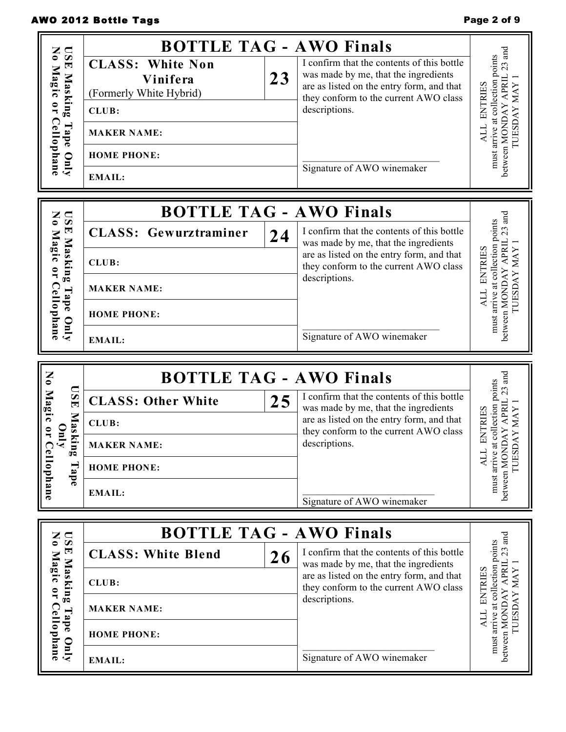## BOTTLE TAG - AWO Finals

USE Masking Tape Only
No Magic or Cellophane

| **CLASS: White Non Vinifera** (Formerly White Hybrid) | **23** |
|---|---|
| **CLUB:** | |
| **MAKER NAME:** | |
| **HOME PHONE:** | |
| **EMAIL:** | |

I confirm that the contents of this bottle was made by me, that the ingredients are as listed on the entry form, and that they conform to the current AWO class descriptions.

\_\_\_\_\_\_\_\_\_\_\_\_\_\_\_\_\_\_\_\_\_\_\_\_\_\_\_\_

Signature of AWO winemaker

ALL ENTRIES must arrive at collection points between MONDAY APRIL 23 and TUESDAY MAY 1

---

## BOTTLE TAG - AWO Finals

USE Masking Tape Only
No Magic or Cellophane

| **CLASS: Gewurztraminer** | **24** |
|---|---|
| **CLUB:** | |
| **MAKER NAME:** | |
| **HOME PHONE:** | |
| **EMAIL:** | |

I confirm that the contents of this bottle was made by me, that the ingredients are as listed on the entry form, and that they conform to the current AWO class descriptions.

\_\_\_\_\_\_\_\_\_\_\_\_\_\_\_\_\_\_\_\_\_\_\_\_\_\_\_\_

Signature of AWO winemaker

ALL ENTRIES must arrive at collection points between MONDAY APRIL 23 and TUESDAY MAY 1

---

## BOTTLE TAG - AWO Finals

USE Masking Tape Only
No Magic or Cellophane

| **CLASS: Other White** | **25** |
|---|---|
| **CLUB:** | |
| **MAKER NAME:** | |
| **HOME PHONE:** | |
| **EMAIL:** | |

I confirm that the contents of this bottle was made by me, that the ingredients are as listed on the entry form, and that they conform to the current AWO class descriptions.

\_\_\_\_\_\_\_\_\_\_\_\_\_\_\_\_\_\_\_\_\_\_\_\_\_\_\_\_

Signature of AWO winemaker

ALL ENTRIES must arrive at collection points between MONDAY APRIL 23 and TUESDAY MAY 1

---

## BOTTLE TAG - AWO Finals

USE Masking Tape Only
No Magic or Cellophane

| **CLASS: White Blend** | **26** |
|---|---|
| **CLUB:** | |
| **MAKER NAME:** | |
| **HOME PHONE:** | |
| **EMAIL:** | |

I confirm that the contents of this bottle was made by me, that the ingredients are as listed on the entry form, and that they conform to the current AWO class descriptions.

\_\_\_\_\_\_\_\_\_\_\_\_\_\_\_\_\_\_\_\_\_\_\_\_\_\_\_\_

Signature of AWO winemaker

ALL ENTRIES must arrive at collection points between MONDAY APRIL 23 and TUESDAY MAY 1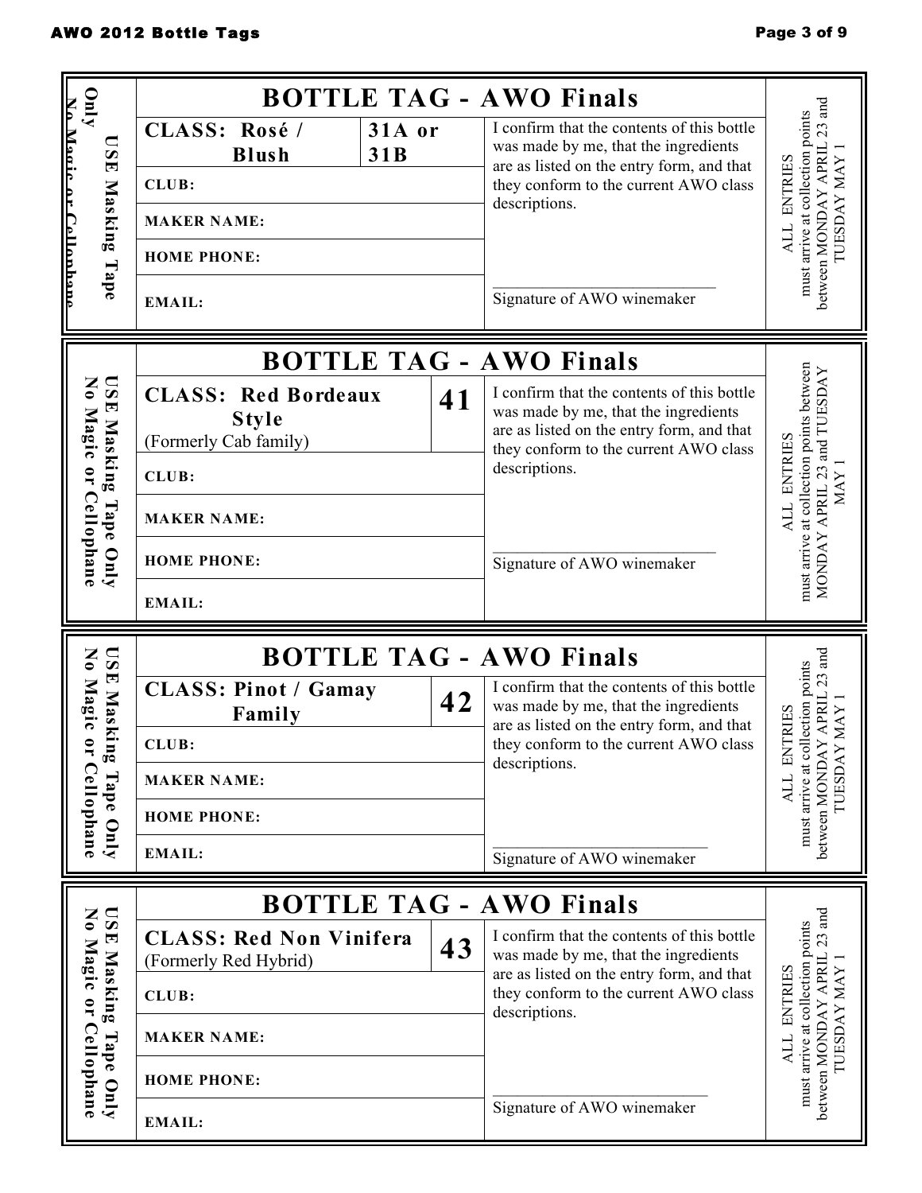## BOTTLE TAG - AWO Finals

USE Masking Tape Only
No Magic or Cellophane

| **CLASS: Rosé / Blush** | **31A or 31B** |
|---|---|
| **CLUB:** | |
| **MAKER NAME:** | |
| **HOME PHONE:** | |
| **EMAIL:** | |

I confirm that the contents of this bottle was made by me, that the ingredients are as listed on the entry form, and that they conform to the current AWO class descriptions.

\_\_\_\_\_\_\_\_\_\_\_\_\_\_\_\_\_\_\_\_\_\_\_\_\_\_\_\_

Signature of AWO winemaker

ALL ENTRIES must arrive at collection points between MONDAY APRIL 23 and TUESDAY MAY 1

## BOTTLE TAG - AWO Finals

USE Masking Tape Only
No Magic or Cellophane

| **CLASS: Red Bordeaux Style** (Formerly Cab family) | **41** |
|---|---|
| **CLUB:** | |
| **MAKER NAME:** | |
| **HOME PHONE:** | |
| **EMAIL:** | |

I confirm that the contents of this bottle was made by me, that the ingredients are as listed on the entry form, and that they conform to the current AWO class descriptions.

\_\_\_\_\_\_\_\_\_\_\_\_\_\_\_\_\_\_\_\_\_\_\_\_\_\_\_\_

Signature of AWO winemaker

ALL ENTRIES must arrive at collection points between MONDAY APRIL 23 and TUESDAY MAY 1

## BOTTLE TAG - AWO Finals

USE Masking Tape Only
No Magic or Cellophane

| **CLASS: Pinot / Gamay Family** | **42** |
|---|---|
| **CLUB:** | |
| **MAKER NAME:** | |
| **HOME PHONE:** | |
| **EMAIL:** | |

I confirm that the contents of this bottle was made by me, that the ingredients are as listed on the entry form, and that they conform to the current AWO class descriptions.

\_\_\_\_\_\_\_\_\_\_\_\_\_\_\_\_\_\_\_\_\_\_\_\_\_\_\_\_

Signature of AWO winemaker

ALL ENTRIES must arrive at collection points between MONDAY APRIL 23 and TUESDAY MAY 1

## BOTTLE TAG - AWO Finals

USE Masking Tape Only
No Magic or Cellophane

| **CLASS: Red Non Vinifera** (Formerly Red Hybrid) | **43** |
|---|---|
| **CLUB:** | |
| **MAKER NAME:** | |
| **HOME PHONE:** | |
| **EMAIL:** | |

I confirm that the contents of this bottle was made by me, that the ingredients are as listed on the entry form, and that they conform to the current AWO class descriptions.

\_\_\_\_\_\_\_\_\_\_\_\_\_\_\_\_\_\_\_\_\_\_\_\_\_\_\_\_

Signature of AWO winemaker

ALL ENTRIES must arrive at collection points between MONDAY APRIL 23 and TUESDAY MAY 1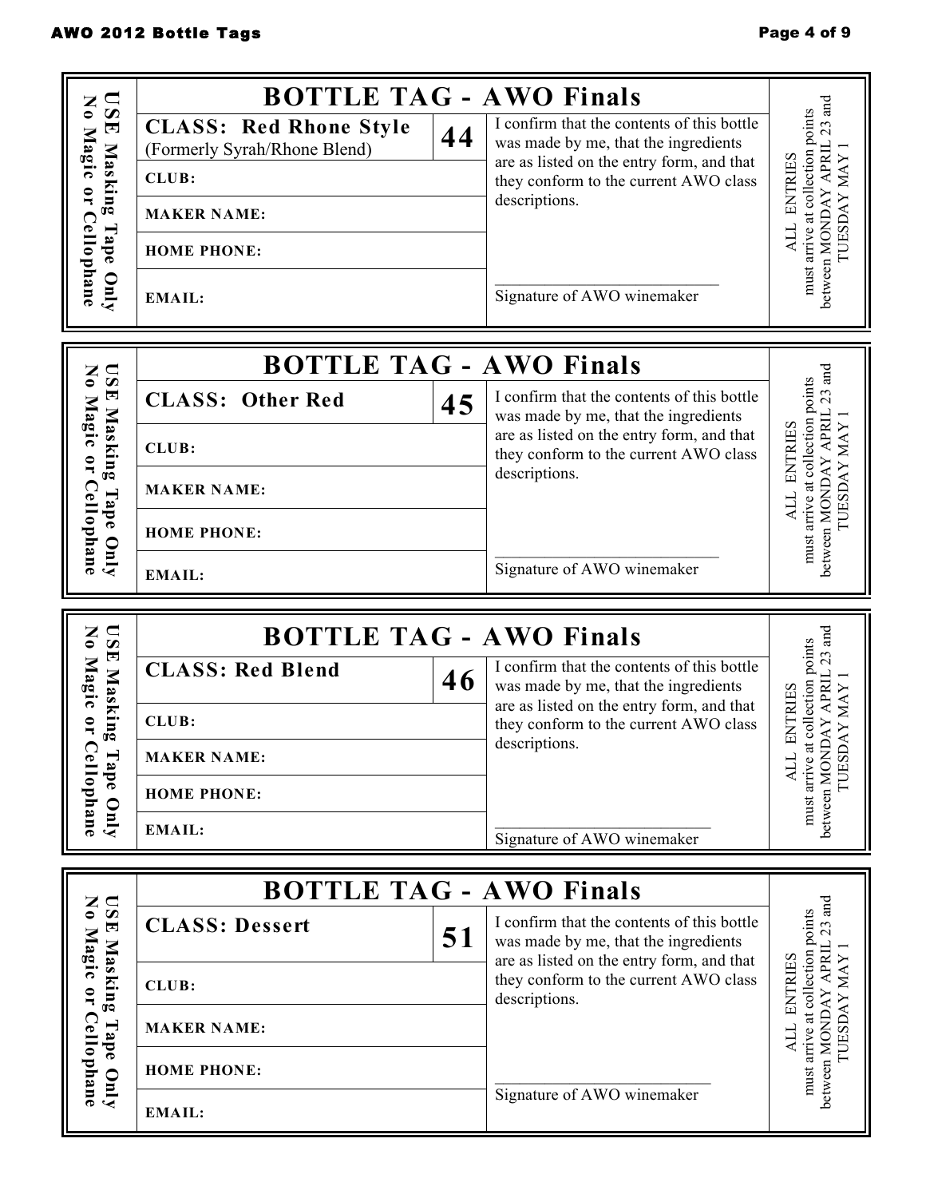## BOTTLE TAG - AWO Finals

USE Masking Tape Only
No Magic or Cellophane

| **CLASS: Red Rhone Style** (Formerly Syrah/Rhone Blend) | **44** | I confirm that the contents of this bottle was made by me, that the ingredients are as listed on the entry form, and that they conform to the current AWO class descriptions. |
|---|---|---|
| **CLUB:** | | |
| **MAKER NAME:** | | |
| **HOME PHONE:** | | |
| **EMAIL:** | | ___________________________ Signature of AWO winemaker |

ALL ENTRIES must arrive at collection points between MONDAY APRIL 23 and TUESDAY MAY 1

## BOTTLE TAG - AWO Finals

USE Masking Tape Only
No Magic or Cellophane

| **CLASS: Other Red** | **45** | I confirm that the contents of this bottle was made by me, that the ingredients are as listed on the entry form, and that they conform to the current AWO class descriptions. |
|---|---|---|
| **CLUB:** | | |
| **MAKER NAME:** | | |
| **HOME PHONE:** | | |
| **EMAIL:** | | ___________________________ Signature of AWO winemaker |

ALL ENTRIES must arrive at collection points between MONDAY APRIL 23 and TUESDAY MAY 1

## BOTTLE TAG - AWO Finals

USE Masking Tape Only
No Magic or Cellophane

| **CLASS: Red Blend** | **46** | I confirm that the contents of this bottle was made by me, that the ingredients are as listed on the entry form, and that they conform to the current AWO class descriptions. |
|---|---|---|
| **CLUB:** | | |
| **MAKER NAME:** | | |
| **HOME PHONE:** | | |
| **EMAIL:** | | ___________________________ Signature of AWO winemaker |

ALL ENTRIES must arrive at collection points between MONDAY APRIL 23 and TUESDAY MAY 1

## BOTTLE TAG - AWO Finals

USE Masking Tape Only
No Magic or Cellophane

| **CLASS: Dessert** | **51** | I confirm that the contents of this bottle was made by me, that the ingredients are as listed on the entry form, and that they conform to the current AWO class descriptions. |
|---|---|---|
| **CLUB:** | | |
| **MAKER NAME:** | | |
| **HOME PHONE:** | | ___________________________ Signature of AWO winemaker |
| **EMAIL:** | | |

ALL ENTRIES must arrive at collection points between MONDAY APRIL 23 and TUESDAY MAY 1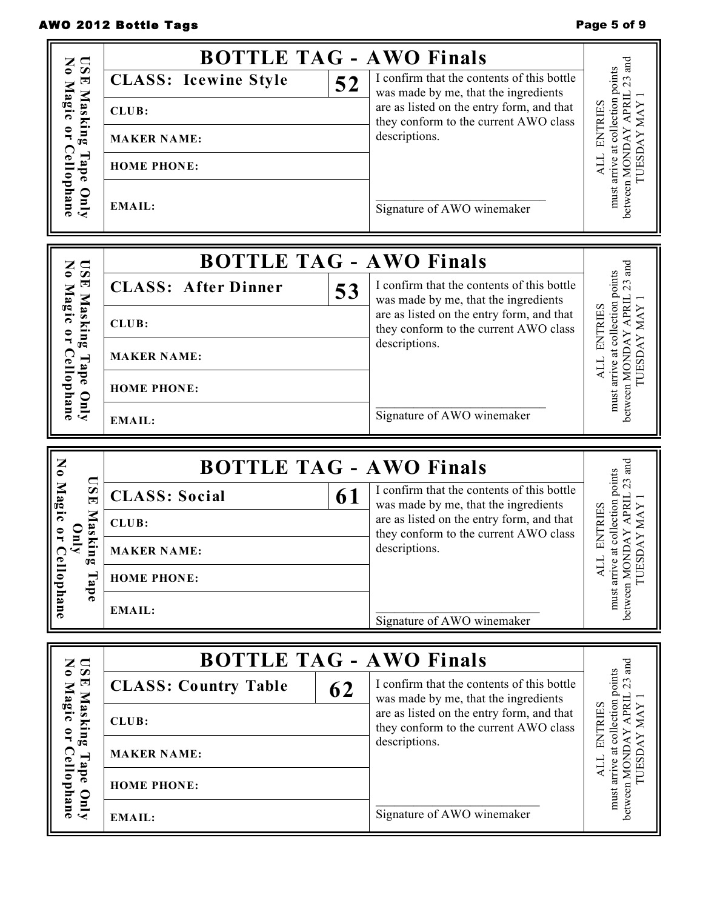## BOTTLE TAG - AWO Finals

USE Masking Tape Only  
No Magic or Cellophane

| CLASS: Icewine Style | 52 | I confirm that the contents of this bottle was made by me, that the ingredients are as listed on the entry form, and that they conform to the current AWO class descriptions. |
|---|---|---|
| CLUB: | | |
| MAKER NAME: | | |
| HOME PHONE: | | |
| EMAIL: | | \_\_\_\_\_\_\_\_\_\_\_\_\_\_\_\_\_\_\_\_\_\_\_\_\_\_\_\_ Signature of AWO winemaker |

ALL ENTRIES must arrive at collection points between MONDAY APRIL 23 and TUESDAY MAY 1

## BOTTLE TAG - AWO Finals

USE Masking Tape Only  
No Magic or Cellophane

| CLASS: After Dinner | 53 | I confirm that the contents of this bottle was made by me, that the ingredients are as listed on the entry form, and that they conform to the current AWO class descriptions. |
|---|---|---|
| CLUB: | | |
| MAKER NAME: | | |
| HOME PHONE: | | |
| EMAIL: | | \_\_\_\_\_\_\_\_\_\_\_\_\_\_\_\_\_\_\_\_\_\_\_\_\_\_\_\_ Signature of AWO winemaker |

ALL ENTRIES must arrive at collection points between MONDAY APRIL 23 and TUESDAY MAY 1

## BOTTLE TAG - AWO Finals

USE Masking Tape Only  
No Magic or Cellophane

| CLASS: Social | 61 | I confirm that the contents of this bottle was made by me, that the ingredients are as listed on the entry form, and that they conform to the current AWO class descriptions. |
|---|---|---|
| CLUB: | | |
| MAKER NAME: | | |
| HOME PHONE: | | |
| EMAIL: | | \_\_\_\_\_\_\_\_\_\_\_\_\_\_\_\_\_\_\_\_\_\_\_\_\_\_\_\_ Signature of AWO winemaker |

ALL ENTRIES must arrive at collection points between MONDAY APRIL 23 and TUESDAY MAY 1

## BOTTLE TAG - AWO Finals

USE Masking Tape Only  
No Magic or Cellophane

| CLASS: Country Table | 62 | I confirm that the contents of this bottle was made by me, that the ingredients are as listed on the entry form, and that they conform to the current AWO class descriptions. |
|---|---|---|
| CLUB: | | |
| MAKER NAME: | | |
| HOME PHONE: | | |
| EMAIL: | | \_\_\_\_\_\_\_\_\_\_\_\_\_\_\_\_\_\_\_\_\_\_\_\_\_\_\_\_ Signature of AWO winemaker |

ALL ENTRIES must arrive at collection points between MONDAY APRIL 23 and TUESDAY MAY 1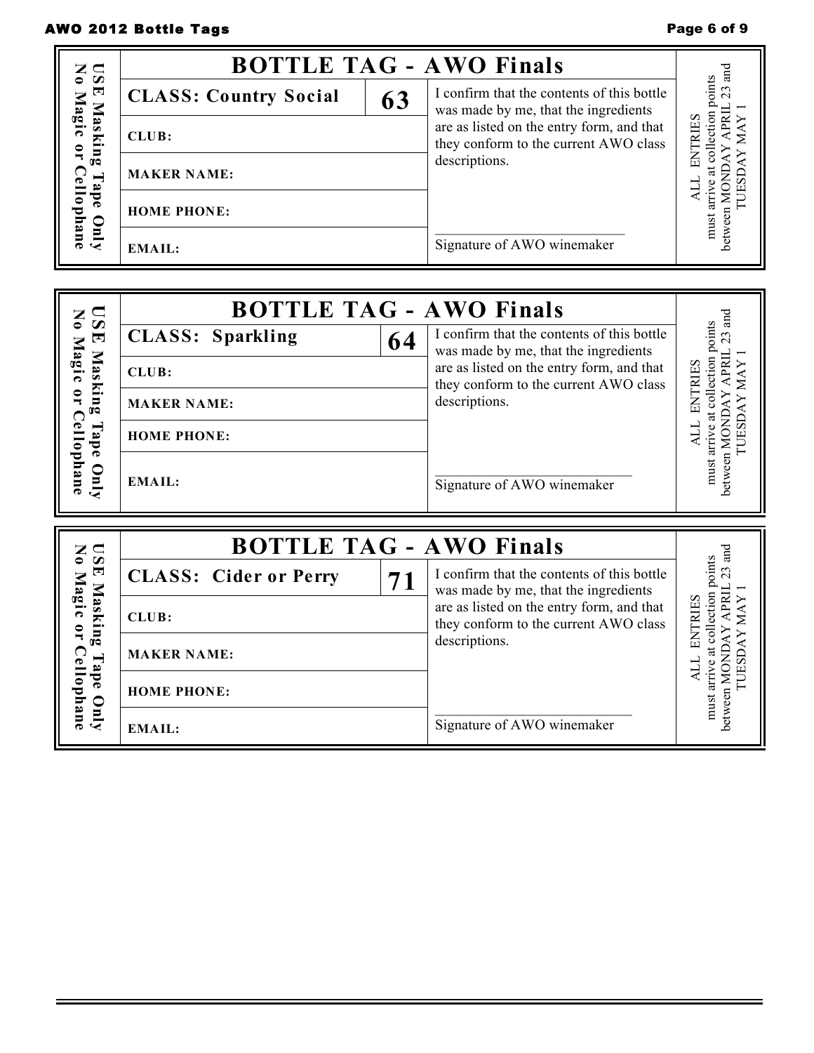## BOTTLE TAG - AWO Finals

USE Masking Tape Only
No Magic or Cellophane

| CLASS: Country Social | 63 |
|---|---|
| CLUB: | |
| MAKER NAME: | |
| HOME PHONE: | |
| EMAIL: | |

I confirm that the contents of this bottle was made by me, that the ingredients are as listed on the entry form, and that they conform to the current AWO class descriptions.

\_\_\_\_\_\_\_\_\_\_\_\_\_\_\_\_\_\_\_\_\_\_\_\_\_\_\_\_

Signature of AWO winemaker

ALL ENTRIES must arrive at collection points between MONDAY APRIL 23 and TUESDAY MAY 1

## BOTTLE TAG - AWO Finals

USE Masking Tape Only
No Magic or Cellophane

| CLASS: Sparkling | 64 |
|---|---|
| CLUB: | |
| MAKER NAME: | |
| HOME PHONE: | |
| EMAIL: | |

I confirm that the contents of this bottle was made by me, that the ingredients are as listed on the entry form, and that they conform to the current AWO class descriptions.

\_\_\_\_\_\_\_\_\_\_\_\_\_\_\_\_\_\_\_\_\_\_\_\_\_\_\_\_

Signature of AWO winemaker

ALL ENTRIES must arrive at collection points between MONDAY APRIL 23 and TUESDAY MAY 1

## BOTTLE TAG - AWO Finals

USE Masking Tape Only
No Magic or Cellophane

| CLASS: Cider or Perry | 71 |
|---|---|
| CLUB: | |
| MAKER NAME: | |
| HOME PHONE: | |
| EMAIL: | |

I confirm that the contents of this bottle was made by me, that the ingredients are as listed on the entry form, and that they conform to the current AWO class descriptions.

\_\_\_\_\_\_\_\_\_\_\_\_\_\_\_\_\_\_\_\_\_\_\_\_\_\_\_\_

Signature of AWO winemaker

ALL ENTRIES must arrive at collection points between MONDAY APRIL 23 and TUESDAY MAY 1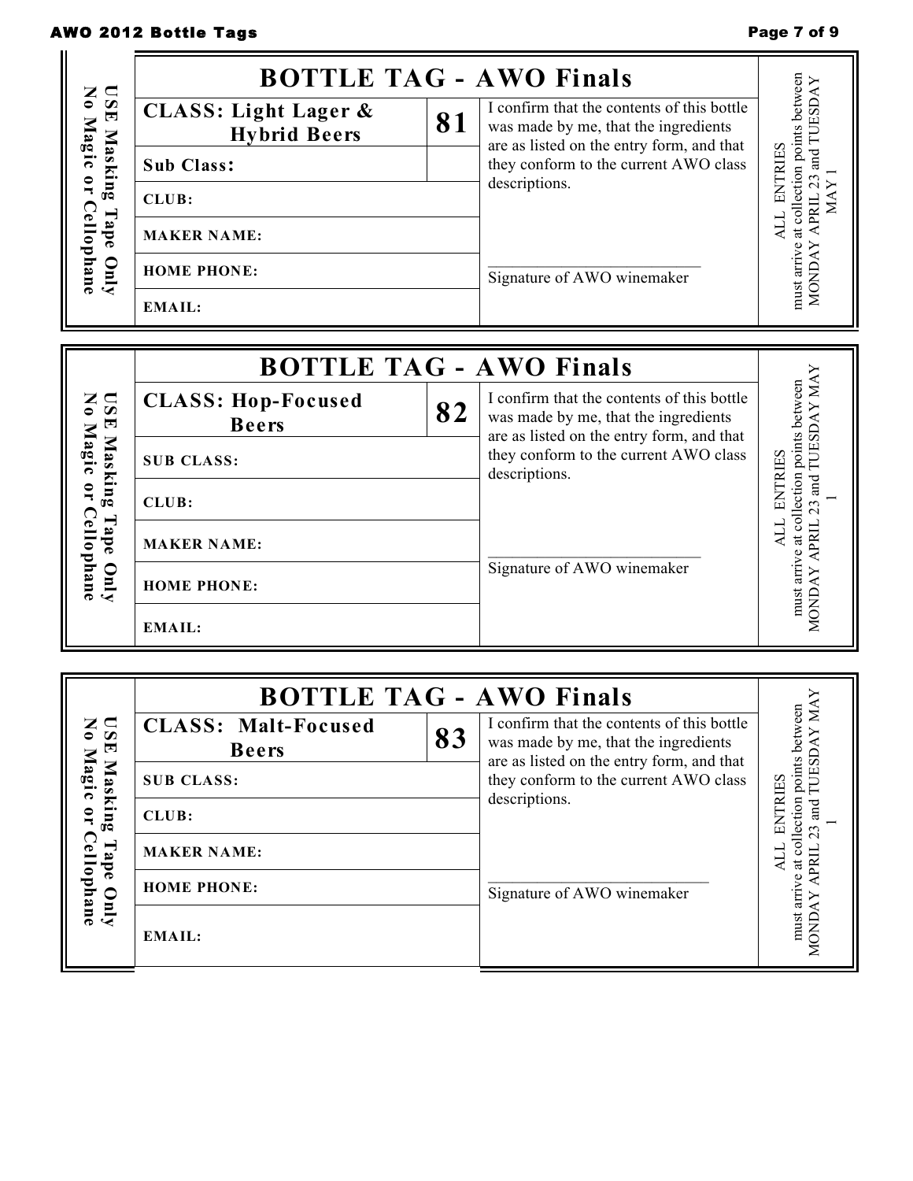## BOTTLE TAG - AWO Finals

USE Masking Tape Only
No Magic or Cellophane

| CLASS: Light Lager & Hybrid Beers | 81 |
|---|---|
| Sub Class: | |
| CLUB: | |
| MAKER NAME: | |
| HOME PHONE: | |
| EMAIL: | |

I confirm that the contents of this bottle was made by me, that the ingredients are as listed on the entry form, and that they conform to the current AWO class descriptions.

\_\_\_\_\_\_\_\_\_\_\_\_\_\_\_\_\_\_\_\_\_\_\_\_\_\_\_\_
Signature of AWO winemaker

ALL ENTRIES must arrive at collection points between MONDAY APRIL 23 and TUESDAY MAY 1

## BOTTLE TAG - AWO Finals

USE Masking Tape Only
No Magic or Cellophane

| CLASS: Hop-Focused Beers | 82 |
|---|---|
| SUB CLASS: | |
| CLUB: | |
| MAKER NAME: | |
| HOME PHONE: | |
| EMAIL: | |

I confirm that the contents of this bottle was made by me, that the ingredients are as listed on the entry form, and that they conform to the current AWO class descriptions.

\_\_\_\_\_\_\_\_\_\_\_\_\_\_\_\_\_\_\_\_\_\_\_\_\_\_\_\_
Signature of AWO winemaker

ALL ENTRIES must arrive at collection points between MONDAY APRIL 23 and TUESDAY MAY 1

## BOTTLE TAG - AWO Finals

USE Masking Tape Only
No Magic or Cellophane

| CLASS: Malt-Focused Beers | 83 |
|---|---|
| SUB CLASS: | |
| CLUB: | |
| MAKER NAME: | |
| HOME PHONE: | |
| EMAIL: | |

I confirm that the contents of this bottle was made by me, that the ingredients are as listed on the entry form, and that they conform to the current AWO class descriptions.

\_\_\_\_\_\_\_\_\_\_\_\_\_\_\_\_\_\_\_\_\_\_\_\_\_\_\_\_
Signature of AWO winemaker

ALL ENTRIES must arrive at collection points between MONDAY APRIL 23 and TUESDAY MAY 1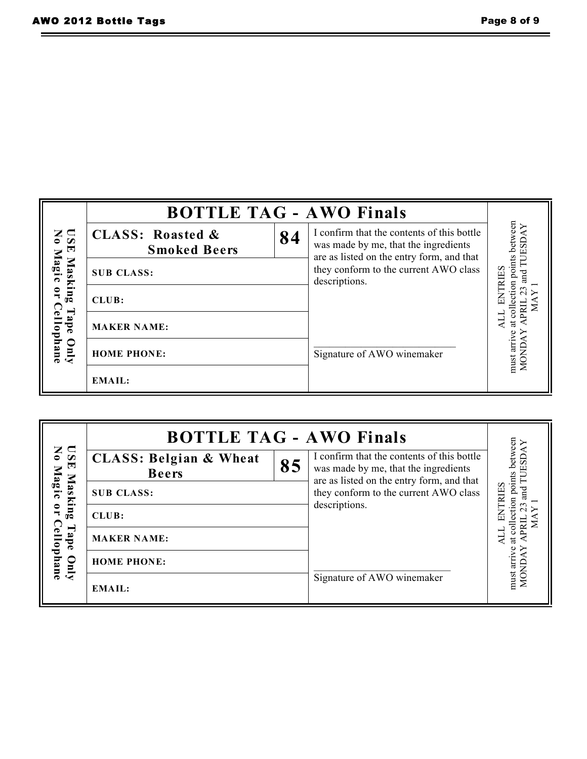USE Masking Tape Only
No Magic or Cellophane

## BOTTLE TAG - AWO Finals

| CLASS: Roasted & Smoked Beers | 84 | I confirm that the contents of this bottle was made by me, that the ingredients are as listed on the entry form, and that they conform to the current AWO class descriptions. |
| --- | --- | --- |
| SUB CLASS: | | |
| CLUB: | | |
| MAKER NAME: | | |
| HOME PHONE: | | _________________________ Signature of AWO winemaker |
| EMAIL: | | |

ALL ENTRIES must arrive at collection points between MONDAY APRIL 23 and TUESDAY MAY 1

USE Masking Tape Only
No Magic or Cellophane

## BOTTLE TAG - AWO Finals

| CLASS: Belgian & Wheat Beers | 85 | I confirm that the contents of this bottle was made by me, that the ingredients are as listed on the entry form, and that they conform to the current AWO class descriptions. |
| --- | --- | --- |
| SUB CLASS: | | |
| CLUB: | | |
| MAKER NAME: | | |
| HOME PHONE: | | _________________________ Signature of AWO winemaker |
| EMAIL: | | |

ALL ENTRIES must arrive at collection points between MONDAY APRIL 23 and TUESDAY MAY 1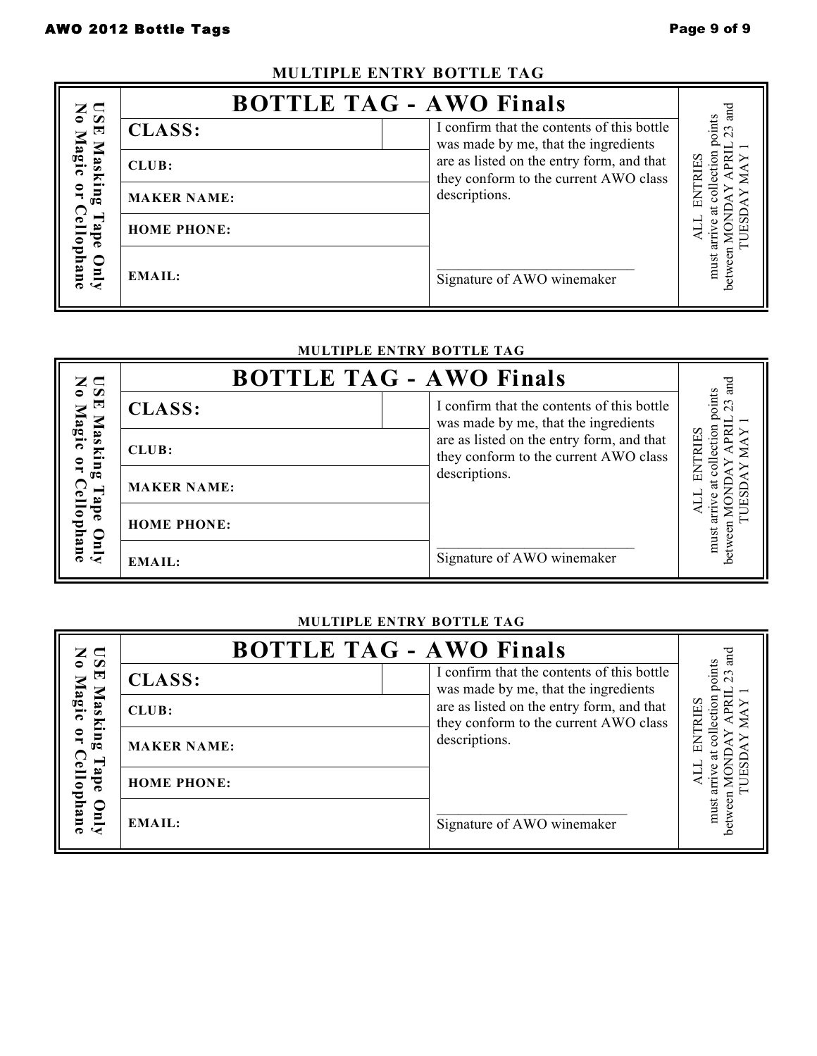## MULTIPLE ENTRY BOTTLE TAG

USE Masking Tape Only
No Magic or Cellophane

### BOTTLE TAG - AWO Finals

| | |
|---|---|
| **CLASS:** | |
| **CLUB:** | |
| **MAKER NAME:** | |
| **HOME PHONE:** | |
| **EMAIL:** | |

I confirm that the contents of this bottle was made by me, that the ingredients are as listed on the entry form, and that they conform to the current AWO class descriptions.

\_\_\_\_\_\_\_\_\_\_\_\_\_\_\_\_\_\_\_\_\_\_\_\_\_\_\_\_
Signature of AWO winemaker

ALL ENTRIES must arrive at collection points between MONDAY APRIL 23 and TUESDAY MAY 1

## MULTIPLE ENTRY BOTTLE TAG

USE Masking Tape Only
No Magic or Cellophane

### BOTTLE TAG - AWO Finals

| | |
|---|---|
| **CLASS:** | |
| **CLUB:** | |
| **MAKER NAME:** | |
| **HOME PHONE:** | |
| **EMAIL:** | |

I confirm that the contents of this bottle was made by me, that the ingredients are as listed on the entry form, and that they conform to the current AWO class descriptions.

\_\_\_\_\_\_\_\_\_\_\_\_\_\_\_\_\_\_\_\_\_\_\_\_\_\_\_\_
Signature of AWO winemaker

ALL ENTRIES must arrive at collection points between MONDAY APRIL 23 and TUESDAY MAY 1

## MULTIPLE ENTRY BOTTLE TAG

USE Masking Tape Only
No Magic or Cellophane

### BOTTLE TAG - AWO Finals

| | |
|---|---|
| **CLASS:** | |
| **CLUB:** | |
| **MAKER NAME:** | |
| **HOME PHONE:** | |
| **EMAIL:** | |

I confirm that the contents of this bottle was made by me, that the ingredients are as listed on the entry form, and that they conform to the current AWO class descriptions.

\_\_\_\_\_\_\_\_\_\_\_\_\_\_\_\_\_\_\_\_\_\_\_\_\_\_\_\_
Signature of AWO winemaker

ALL ENTRIES must arrive at collection points between MONDAY APRIL 23 and TUESDAY MAY 1